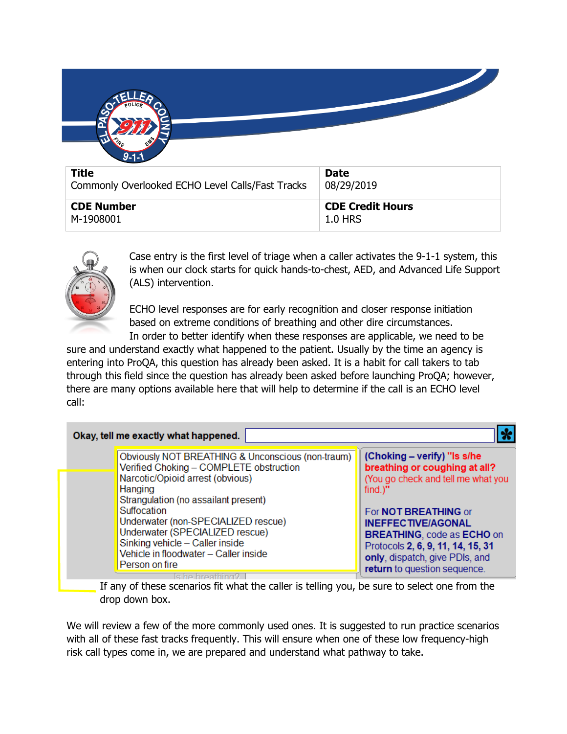| Title | Date |
| --- | --- |
| Commonly Overlooked ECHO Level Calls/Fast Tracks | 08/29/2019 |
| **CDE Number** | **CDE Credit Hours** |
| M-1908001 | 1.0 HRS |

Case entry is the first level of triage when a caller activates the 9-1-1 system, this is when our clock starts for quick hands-to-chest, AED, and Advanced Life Support (ALS) intervention.

ECHO level responses are for early recognition and closer response initiation based on extreme conditions of breathing and other dire circumstances. In order to better identify when these responses are applicable, we need to be sure and understand exactly what happened to the patient. Usually by the time an agency is entering into ProQA, this question has already been asked. It is a habit for call takers to tab through this field since the question has already been asked before launching ProQA; however, there are many options available here that will help to determine if the call is an ECHO level call:

**Okay, tell me exactly what happened.**

- Obviously NOT BREATHING & Unconscious (non-traum)
- Verified Choking – COMPLETE obstruction
- Narcotic/Opioid arrest (obvious)
- Hanging
- Strangulation (no assailant present)
- Suffocation
- Underwater (non-SPECIALIZED rescue)
- Underwater (SPECIALIZED rescue)
- Sinking vehicle – Caller inside
- Vehicle in floodwater – Caller inside
- Person on fire

**(Choking – verify) "Is s/he breathing or coughing at all?** (You go check and tell me what you find.)"

For **NOT BREATHING** or **INEFFECTIVE/AGONAL BREATHING**, code as **ECHO** on Protocols **2, 6, 9, 11, 14, 15, 31 only**, dispatch, give PDIs, and **return** to question sequence.

If any of these scenarios fit what the caller is telling you, be sure to select one from the drop down box.

We will review a few of the more commonly used ones. It is suggested to run practice scenarios with all of these fast tracks frequently. This will ensure when one of these low frequency-high risk call types come in, we are prepared and understand what pathway to take.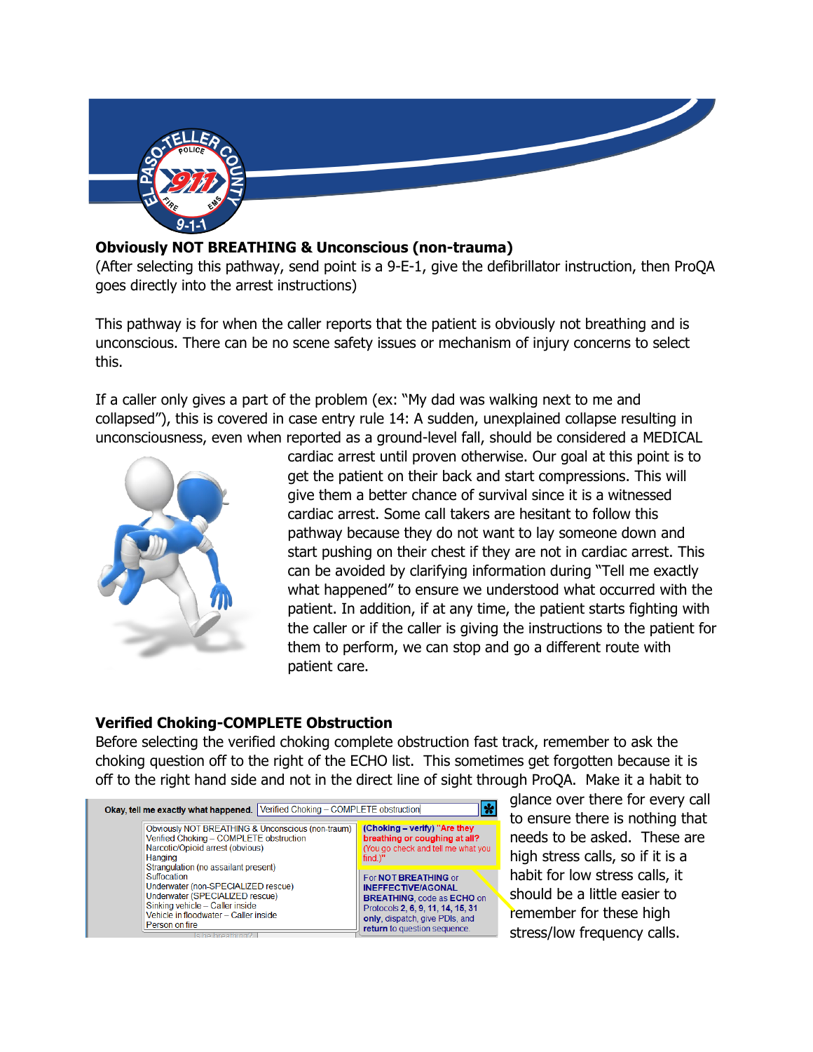## Obviously NOT BREATHING & Unconscious (non-trauma)

(After selecting this pathway, send point is a 9-E-1, give the defibrillator instruction, then ProQA goes directly into the arrest instructions)

This pathway is for when the caller reports that the patient is obviously not breathing and is unconscious. There can be no scene safety issues or mechanism of injury concerns to select this.

If a caller only gives a part of the problem (ex: "My dad was walking next to me and collapsed"), this is covered in case entry rule 14: A sudden, unexplained collapse resulting in unconsciousness, even when reported as a ground-level fall, should be considered a MEDICAL cardiac arrest until proven otherwise. Our goal at this point is to get the patient on their back and start compressions. This will give them a better chance of survival since it is a witnessed cardiac arrest. Some call takers are hesitant to follow this pathway because they do not want to lay someone down and start pushing on their chest if they are not in cardiac arrest. This can be avoided by clarifying information during "Tell me exactly what happened" to ensure we understood what occurred with the patient. In addition, if at any time, the patient starts fighting with the caller or if the caller is giving the instructions to the patient for them to perform, we can stop and go a different route with patient care.

## Verified Choking-COMPLETE Obstruction

Before selecting the verified choking complete obstruction fast track, remember to ask the choking question off to the right of the ECHO list. This sometimes get forgotten because it is off to the right hand side and not in the direct line of sight through ProQA. Make it a habit to glance over there for every call to ensure there is nothing that needs to be asked. These are high stress calls, so if it is a habit for low stress calls, it should be a little easier to remember for these high stress/low frequency calls.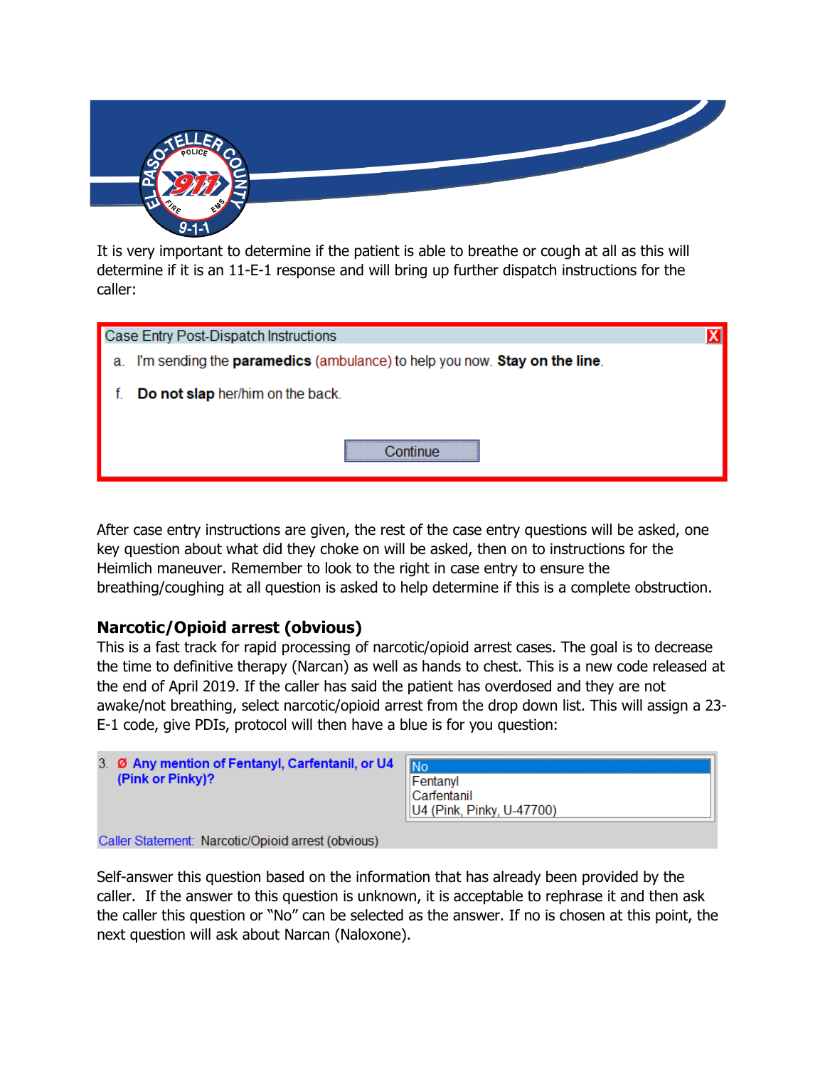It is very important to determine if the patient is able to breathe or cough at all as this will determine if it is an 11-E-1 response and will bring up further dispatch instructions for the caller:

Case Entry Post-Dispatch Instructions

a. I'm sending the **paramedics** (ambulance) to help you now. **Stay on the line**.

f. **Do not slap** her/him on the back.

Continue

After case entry instructions are given, the rest of the case entry questions will be asked, one key question about what did they choke on will be asked, then on to instructions for the Heimlich maneuver. Remember to look to the right in case entry to ensure the breathing/coughing at all question is asked to help determine if this is a complete obstruction.

## Narcotic/Opioid arrest (obvious)

This is a fast track for rapid processing of narcotic/opioid arrest cases. The goal is to decrease the time to definitive therapy (Narcan) as well as hands to chest. This is a new code released at the end of April 2019. If the caller has said the patient has overdosed and they are not awake/not breathing, select narcotic/opioid arrest from the drop down list. This will assign a 23-E-1 code, give PDIs, protocol will then have a blue is for you question:

3. Ø **Any mention of Fentanyl, Carfentanil, or U4 (Pink or Pinky)?**

- No
- Fentanyl
- Carfentanil
- U4 (Pink, Pinky, U-47700)

Caller Statement: Narcotic/Opioid arrest (obvious)

Self-answer this question based on the information that has already been provided by the caller. If the answer to this question is unknown, it is acceptable to rephrase it and then ask the caller this question or "No" can be selected as the answer. If no is chosen at this point, the next question will ask about Narcan (Naloxone).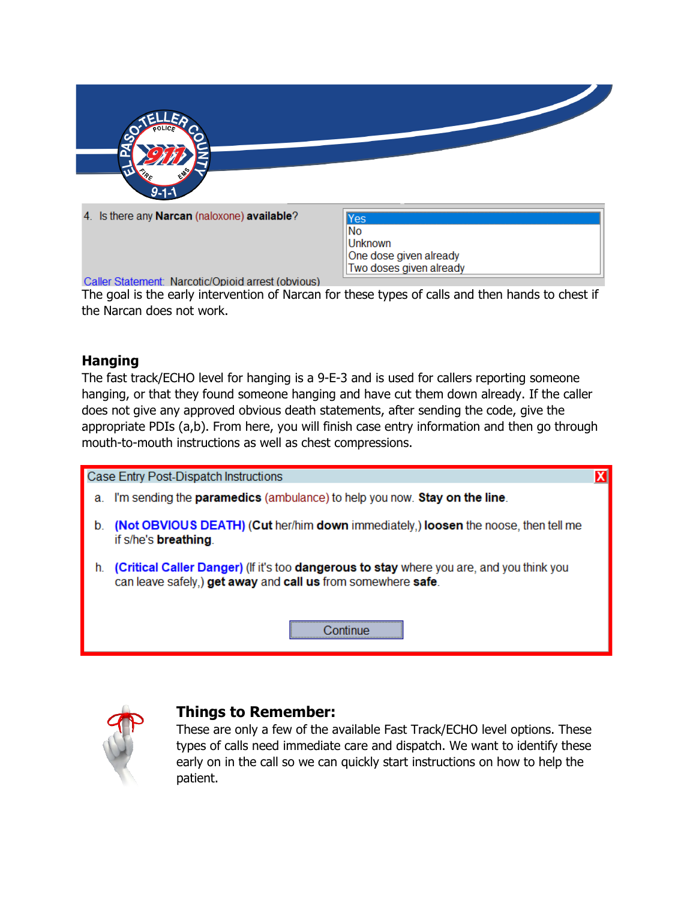4. Is there any **Narcan** (naloxone) **available**?

- Yes
- No
- Unknown
- One dose given already
- Two doses given already

Caller Statement: Narcotic/Opioid arrest (obvious)

The goal is the early intervention of Narcan for these types of calls and then hands to chest if the Narcan does not work.

## Hanging

The fast track/ECHO level for hanging is a 9-E-3 and is used for callers reporting someone hanging, or that they found someone hanging and have cut them down already. If the caller does not give any approved obvious death statements, after sending the code, give the appropriate PDIs (a,b). From here, you will finish case entry information and then go through mouth-to-mouth instructions as well as chest compressions.

**Case Entry Post-Dispatch Instructions**

a. I'm sending the **paramedics** (ambulance) to help you now. **Stay on the line**.

b. **(Not OBVIOUS DEATH)** (**Cut** her/him **down** immediately,) **loosen** the noose, then tell me if s/he's **breathing**.

h. **(Critical Caller Danger)** (If it's too **dangerous to stay** where you are, and you think you can leave safely,) **get away** and **call us** from somewhere **safe**.

Continue

### Things to Remember:

These are only a few of the available Fast Track/ECHO level options. These types of calls need immediate care and dispatch. We want to identify these early on in the call so we can quickly start instructions on how to help the patient.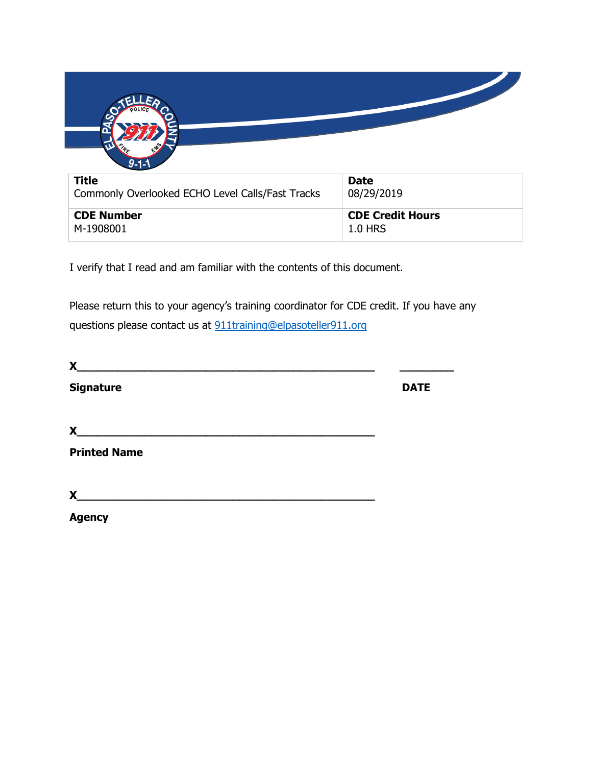| Title<br>Commonly Overlooked ECHO Level Calls/Fast Tracks | Date<br>08/29/2019 |
|---|---|
| **CDE Number**<br>M-1908001 | **CDE Credit Hours**<br>1.0 HRS |

I verify that I read and am familiar with the contents of this document.

Please return this to your agency's training coordinator for CDE credit. If you have any questions please contact us at 911training@elpasoteller911.org

**X**_______________________________________________ ________

**Signature** **DATE**

**X**_______________________________________________

**Printed Name**

**X**_______________________________________________

**Agency**